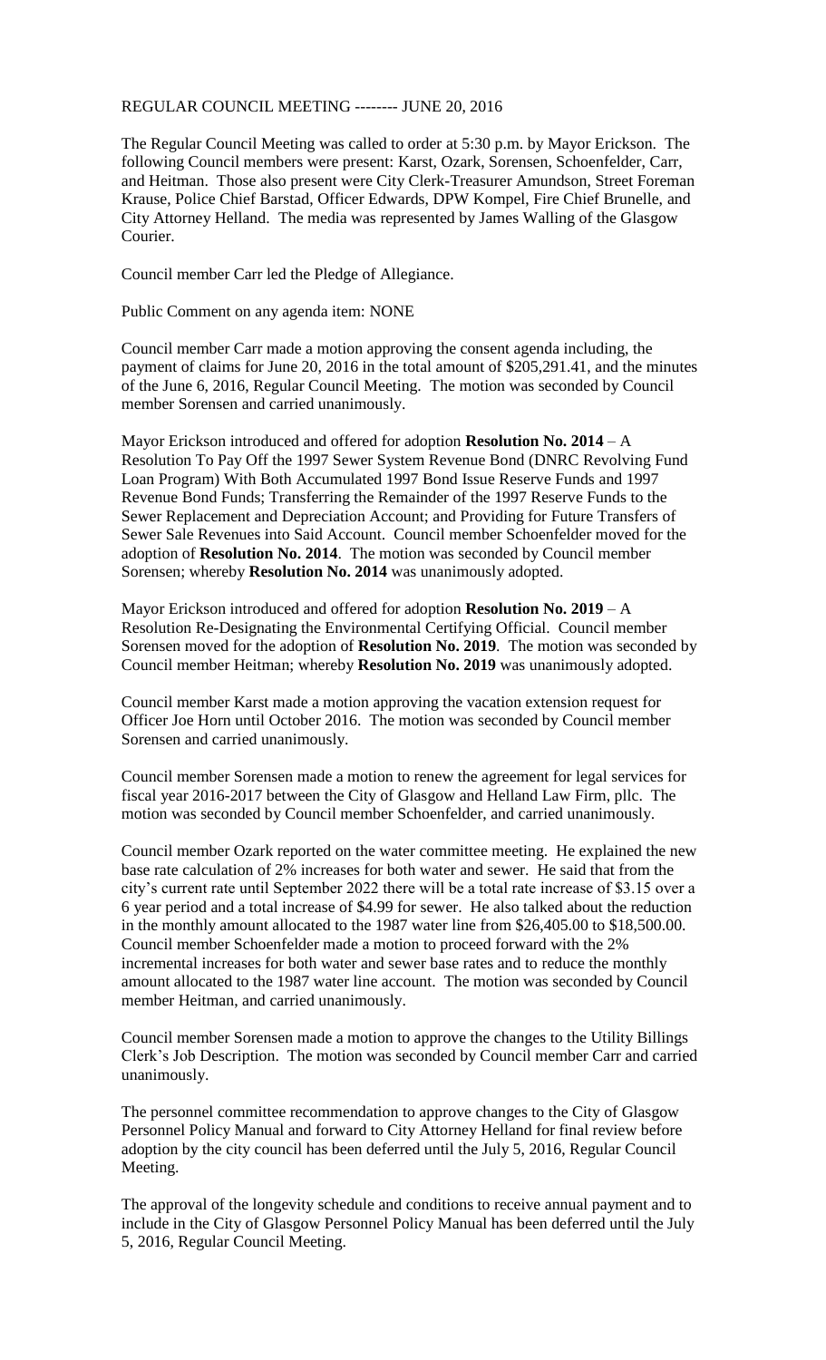REGULAR COUNCIL MEETING -------- JUNE 20, 2016

The Regular Council Meeting was called to order at 5:30 p.m. by Mayor Erickson. The following Council members were present: Karst, Ozark, Sorensen, Schoenfelder, Carr, and Heitman. Those also present were City Clerk-Treasurer Amundson, Street Foreman Krause, Police Chief Barstad, Officer Edwards, DPW Kompel, Fire Chief Brunelle, and City Attorney Helland. The media was represented by James Walling of the Glasgow Courier.

Council member Carr led the Pledge of Allegiance.

Public Comment on any agenda item: NONE

Council member Carr made a motion approving the consent agenda including, the payment of claims for June 20, 2016 in the total amount of $205,291.41, and the minutes of the June 6, 2016, Regular Council Meeting. The motion was seconded by Council member Sorensen and carried unanimously.

Mayor Erickson introduced and offered for adoption **Resolution No. 2014** – A Resolution To Pay Off the 1997 Sewer System Revenue Bond (DNRC Revolving Fund Loan Program) With Both Accumulated 1997 Bond Issue Reserve Funds and 1997 Revenue Bond Funds; Transferring the Remainder of the 1997 Reserve Funds to the Sewer Replacement and Depreciation Account; and Providing for Future Transfers of Sewer Sale Revenues into Said Account. Council member Schoenfelder moved for the adoption of **Resolution No. 2014**. The motion was seconded by Council member Sorensen; whereby **Resolution No. 2014** was unanimously adopted.

Mayor Erickson introduced and offered for adoption **Resolution No. 2019** – A Resolution Re-Designating the Environmental Certifying Official. Council member Sorensen moved for the adoption of **Resolution No. 2019**. The motion was seconded by Council member Heitman; whereby **Resolution No. 2019** was unanimously adopted.

Council member Karst made a motion approving the vacation extension request for Officer Joe Horn until October 2016. The motion was seconded by Council member Sorensen and carried unanimously.

Council member Sorensen made a motion to renew the agreement for legal services for fiscal year 2016-2017 between the City of Glasgow and Helland Law Firm, pllc. The motion was seconded by Council member Schoenfelder, and carried unanimously.

Council member Ozark reported on the water committee meeting. He explained the new base rate calculation of 2% increases for both water and sewer. He said that from the city's current rate until September 2022 there will be a total rate increase of $3.15 over a 6 year period and a total increase of $4.99 for sewer. He also talked about the reduction in the monthly amount allocated to the 1987 water line from $26,405.00 to $18,500.00. Council member Schoenfelder made a motion to proceed forward with the 2% incremental increases for both water and sewer base rates and to reduce the monthly amount allocated to the 1987 water line account. The motion was seconded by Council member Heitman, and carried unanimously.

Council member Sorensen made a motion to approve the changes to the Utility Billings Clerk's Job Description. The motion was seconded by Council member Carr and carried unanimously.

The personnel committee recommendation to approve changes to the City of Glasgow Personnel Policy Manual and forward to City Attorney Helland for final review before adoption by the city council has been deferred until the July 5, 2016, Regular Council Meeting.

The approval of the longevity schedule and conditions to receive annual payment and to include in the City of Glasgow Personnel Policy Manual has been deferred until the July 5, 2016, Regular Council Meeting.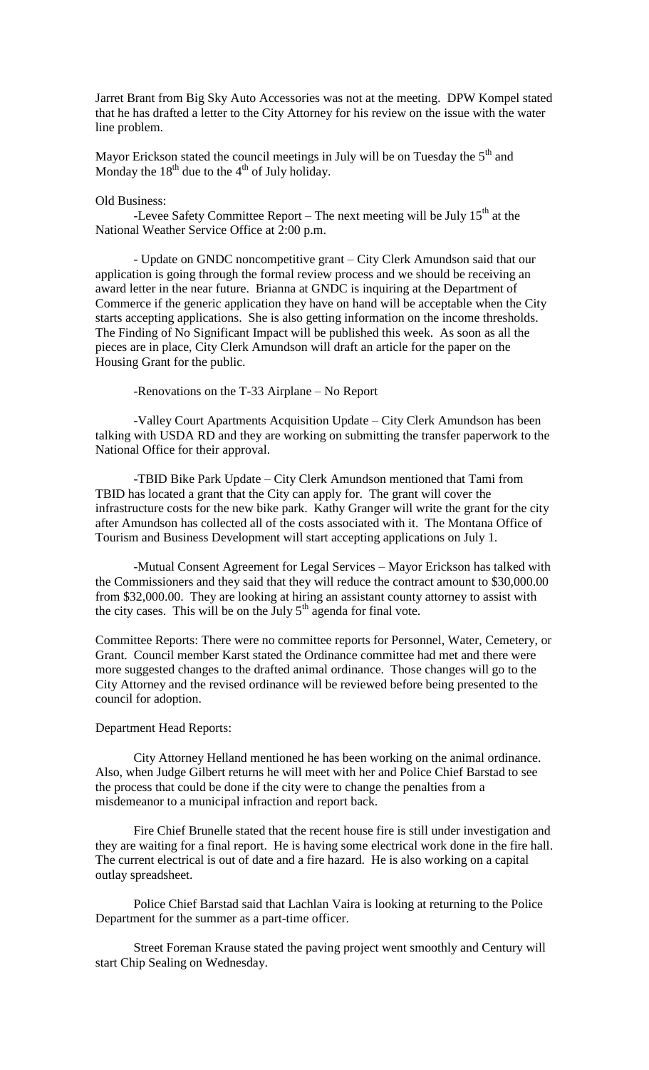Jarret Brant from Big Sky Auto Accessories was not at the meeting. DPW Kompel stated that he has drafted a letter to the City Attorney for his review on the issue with the water line problem.

Mayor Erickson stated the council meetings in July will be on Tuesday the 5th and Monday the 18th due to the 4th of July holiday.

Old Business:

-Levee Safety Committee Report – The next meeting will be July 15th at the National Weather Service Office at 2:00 p.m.

- Update on GNDC noncompetitive grant – City Clerk Amundson said that our application is going through the formal review process and we should be receiving an award letter in the near future. Brianna at GNDC is inquiring at the Department of Commerce if the generic application they have on hand will be acceptable when the City starts accepting applications. She is also getting information on the income thresholds. The Finding of No Significant Impact will be published this week. As soon as all the pieces are in place, City Clerk Amundson will draft an article for the paper on the Housing Grant for the public.

-Renovations on the T-33 Airplane – No Report

-Valley Court Apartments Acquisition Update – City Clerk Amundson has been talking with USDA RD and they are working on submitting the transfer paperwork to the National Office for their approval.

-TBID Bike Park Update – City Clerk Amundson mentioned that Tami from TBID has located a grant that the City can apply for. The grant will cover the infrastructure costs for the new bike park. Kathy Granger will write the grant for the city after Amundson has collected all of the costs associated with it. The Montana Office of Tourism and Business Development will start accepting applications on July 1.

-Mutual Consent Agreement for Legal Services – Mayor Erickson has talked with the Commissioners and they said that they will reduce the contract amount to $30,000.00 from $32,000.00. They are looking at hiring an assistant county attorney to assist with the city cases. This will be on the July 5th agenda for final vote.

Committee Reports: There were no committee reports for Personnel, Water, Cemetery, or Grant. Council member Karst stated the Ordinance committee had met and there were more suggested changes to the drafted animal ordinance. Those changes will go to the City Attorney and the revised ordinance will be reviewed before being presented to the council for adoption.

Department Head Reports:

City Attorney Helland mentioned he has been working on the animal ordinance. Also, when Judge Gilbert returns he will meet with her and Police Chief Barstad to see the process that could be done if the city were to change the penalties from a misdemeanor to a municipal infraction and report back.

Fire Chief Brunelle stated that the recent house fire is still under investigation and they are waiting for a final report. He is having some electrical work done in the fire hall. The current electrical is out of date and a fire hazard. He is also working on a capital outlay spreadsheet.

Police Chief Barstad said that Lachlan Vaira is looking at returning to the Police Department for the summer as a part-time officer.

Street Foreman Krause stated the paving project went smoothly and Century will start Chip Sealing on Wednesday.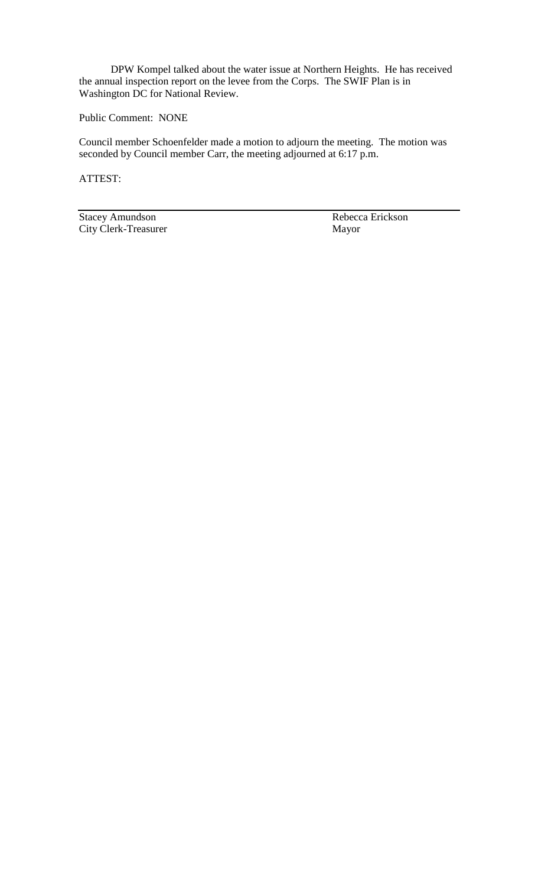DPW Kompel talked about the water issue at Northern Heights. He has received the annual inspection report on the levee from the Corps. The SWIF Plan is in Washington DC for National Review.

Public Comment: NONE

Council member Schoenfelder made a motion to adjourn the meeting. The motion was seconded by Council member Carr, the meeting adjourned at 6:17 p.m.

ATTEST:

| | |
|---|---|
| Stacey Amundson | Rebecca Erickson |
| City Clerk-Treasurer | Mayor |